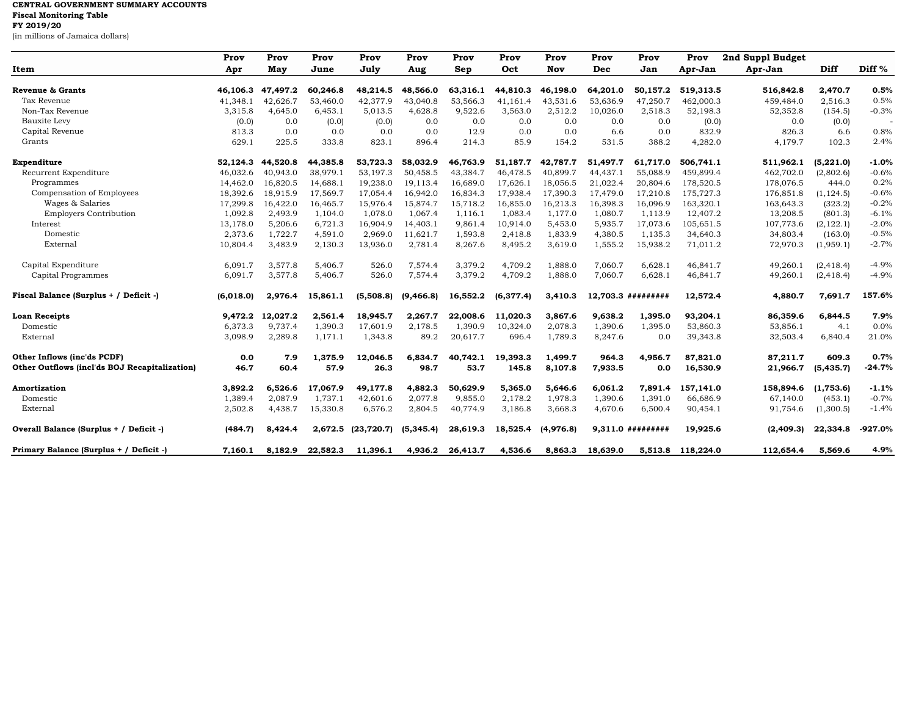**CENTRAL GOVERNMENT SUMMARY ACCOUNTS**
**Fiscal Monitoring Table**
**FY 2019/20**
(in millions of Jamaica dollars)

| Item | Prov Apr | Prov May | Prov June | Prov July | Prov Aug | Prov Sep | Prov Oct | Prov Nov | Prov Dec | Prov Jan | Prov Apr-Jan | 2nd Suppl Budget Apr-Jan | Diff | Diff % |
|---|---|---|---|---|---|---|---|---|---|---|---|---|---|---|
| **Revenue & Grants** | **46,106.3** | **47,497.2** | **60,246.8** | **48,214.5** | **48,566.0** | **63,316.1** | **44,810.3** | **46,198.0** | **64,201.0** | **50,157.2** | **519,313.5** | **516,842.8** | **2,470.7** | **0.5%** |
| Tax Revenue | 41,348.1 | 42,626.7 | 53,460.0 | 42,377.9 | 43,040.8 | 53,566.3 | 41,161.4 | 43,531.6 | 53,636.9 | 47,250.7 | 462,000.3 | 459,484.0 | 2,516.3 | 0.5% |
| Non-Tax Revenue | 3,315.8 | 4,645.0 | 6,453.1 | 5,013.5 | 4,628.8 | 9,522.6 | 3,563.0 | 2,512.2 | 10,026.0 | 2,518.3 | 52,198.3 | 52,352.8 | (154.5) | -0.3% |
| Bauxite Levy | (0.0) | 0.0 | (0.0) | (0.0) | 0.0 | 0.0 | 0.0 | 0.0 | 0.0 | 0.0 | (0.0) | 0.0 | (0.0) | - |
| Capital Revenue | 813.3 | 0.0 | 0.0 | 0.0 | 0.0 | 12.9 | 0.0 | 0.0 | 6.6 | 0.0 | 832.9 | 826.3 | 6.6 | 0.8% |
| Grants | 629.1 | 225.5 | 333.8 | 823.1 | 896.4 | 214.3 | 85.9 | 154.2 | 531.5 | 388.2 | 4,282.0 | 4,179.7 | 102.3 | 2.4% |
| **Expenditure** | **52,124.3** | **44,520.8** | **44,385.8** | **53,723.3** | **58,032.9** | **46,763.9** | **51,187.7** | **42,787.7** | **51,497.7** | **61,717.0** | **506,741.1** | **511,962.1** | **(5,221.0)** | **-1.0%** |
| Recurrent Expenditure | 46,032.6 | 40,943.0 | 38,979.1 | 53,197.3 | 50,458.5 | 43,384.7 | 46,478.5 | 40,899.7 | 44,437.1 | 55,088.9 | 459,899.4 | 462,702.0 | (2,802.6) | -0.6% |
| Programmes | 14,462.0 | 16,820.5 | 14,688.1 | 19,238.0 | 19,113.4 | 16,689.0 | 17,626.1 | 18,056.5 | 21,022.4 | 20,804.6 | 178,520.5 | 178,076.5 | 444.0 | 0.2% |
| Compensation of Employees | 18,392.6 | 18,915.9 | 17,569.7 | 17,054.4 | 16,942.0 | 16,834.3 | 17,938.4 | 17,390.3 | 17,479.0 | 17,210.8 | 175,727.3 | 176,851.8 | (1,124.5) | -0.6% |
| Wages & Salaries | 17,299.8 | 16,422.0 | 16,465.7 | 15,976.4 | 15,874.7 | 15,718.2 | 16,855.0 | 16,213.3 | 16,398.3 | 16,096.9 | 163,320.1 | 163,643.3 | (323.2) | -0.2% |
| Employers Contribution | 1,092.8 | 2,493.9 | 1,104.0 | 1,078.0 | 1,067.4 | 1,116.1 | 1,083.4 | 1,177.0 | 1,080.7 | 1,113.9 | 12,407.2 | 13,208.5 | (801.3) | -6.1% |
| Interest | 13,178.0 | 5,206.6 | 6,721.3 | 16,904.9 | 14,403.1 | 9,861.4 | 10,914.0 | 5,453.0 | 5,935.7 | 17,073.6 | 105,651.5 | 107,773.6 | (2,122.1) | -2.0% |
| Domestic | 2,373.6 | 1,722.7 | 4,591.0 | 2,969.0 | 11,621.7 | 1,593.8 | 2,418.8 | 1,833.9 | 4,380.5 | 1,135.3 | 34,640.3 | 34,803.4 | (163.0) | -0.5% |
| External | 10,804.4 | 3,483.9 | 2,130.3 | 13,936.0 | 2,781.4 | 8,267.6 | 8,495.2 | 3,619.0 | 1,555.2 | 15,938.2 | 71,011.2 | 72,970.3 | (1,959.1) | -2.7% |
| Capital Expenditure | 6,091.7 | 3,577.8 | 5,406.7 | 526.0 | 7,574.4 | 3,379.2 | 4,709.2 | 1,888.0 | 7,060.7 | 6,628.1 | 46,841.7 | 49,260.1 | (2,418.4) | -4.9% |
| Capital Programmes | 6,091.7 | 3,577.8 | 5,406.7 | 526.0 | 7,574.4 | 3,379.2 | 4,709.2 | 1,888.0 | 7,060.7 | 6,628.1 | 46,841.7 | 49,260.1 | (2,418.4) | -4.9% |
| **Fiscal Balance (Surplus + / Deficit -)** | **(6,018.0)** | **2,976.4** | **15,861.1** | **(5,508.8)** | **(9,466.8)** | **16,552.2** | **(6,377.4)** | **3,410.3** | **12,703.3** | **#########** | **12,572.4** | **4,880.7** | **7,691.7** | **157.6%** |
| **Loan Receipts** | **9,472.2** | **12,027.2** | **2,561.4** | **18,945.7** | **2,267.7** | **22,008.6** | **11,020.3** | **3,867.6** | **9,638.2** | **1,395.0** | **93,204.1** | **86,359.6** | **6,844.5** | **7.9%** |
| Domestic | 6,373.3 | 9,737.4 | 1,390.3 | 17,601.9 | 2,178.5 | 1,390.9 | 10,324.0 | 2,078.3 | 1,390.6 | 1,395.0 | 53,860.3 | 53,856.1 | 4.1 | 0.0% |
| External | 3,098.9 | 2,289.8 | 1,171.1 | 1,343.8 | 89.2 | 20,617.7 | 696.4 | 1,789.3 | 8,247.6 | 0.0 | 39,343.8 | 32,503.4 | 6,840.4 | 21.0% |
| **Other Inflows (inc'ds PCDF)** | **0.0** | **7.9** | **1,375.9** | **12,046.5** | **6,834.7** | **40,742.1** | **19,393.3** | **1,499.7** | **964.3** | **4,956.7** | **87,821.0** | **87,211.7** | **609.3** | **0.7%** |
| **Other Outflows (incl'ds BOJ Recapitalization)** | **46.7** | **60.4** | **57.9** | **26.3** | **98.7** | **53.7** | **145.8** | **8,107.8** | **7,933.5** | **0.0** | **16,530.9** | **21,966.7** | **(5,435.7)** | **-24.7%** |
| **Amortization** | **3,892.2** | **6,526.6** | **17,067.9** | **49,177.8** | **4,882.3** | **50,629.9** | **5,365.0** | **5,646.6** | **6,061.2** | **7,891.4** | **157,141.0** | **158,894.6** | **(1,753.6)** | **-1.1%** |
| Domestic | 1,389.4 | 2,087.9 | 1,737.1 | 42,601.6 | 2,077.8 | 9,855.0 | 2,178.2 | 1,978.3 | 1,390.6 | 1,391.0 | 66,686.9 | 67,140.0 | (453.1) | -0.7% |
| External | 2,502.8 | 4,438.7 | 15,330.8 | 6,576.2 | 2,804.5 | 40,774.9 | 3,186.8 | 3,668.3 | 4,670.6 | 6,500.4 | 90,454.1 | 91,754.6 | (1,300.5) | -1.4% |
| **Overall Balance (Surplus + / Deficit -)** | **(484.7)** | **8,424.4** | **2,672.5** | **(23,720.7)** | **(5,345.4)** | **28,619.3** | **18,525.4** | **(4,976.8)** | **9,311.0** | **#########** | **19,925.6** | **(2,409.3)** | **22,334.8** | **-927.0%** |
| **Primary Balance (Surplus + / Deficit -)** | **7,160.1** | **8,182.9** | **22,582.3** | **11,396.1** | **4,936.2** | **26,413.7** | **4,536.6** | **8,863.3** | **18,639.0** | **5,513.8** | **118,224.0** | **112,654.4** | **5,569.6** | **4.9%** |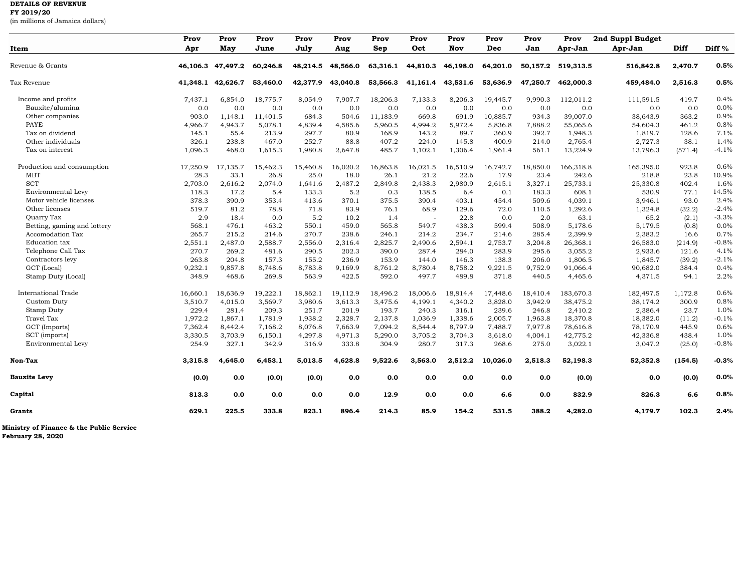**DETAILS OF REVENUE**
**FY 2019/20**
(in millions of Jamaica dollars)

| Item | Prov Apr | Prov May | Prov June | Prov July | Prov Aug | Prov Sep | Prov Oct | Prov Nov | Prov Dec | Prov Jan | Prov Apr-Jan | 2nd Suppl Budget Apr-Jan | Diff | Diff % |
|---|---|---|---|---|---|---|---|---|---|---|---|---|---|---|
| Revenue & Grants | 46,106.3 | 47,497.2 | 60,246.8 | 48,214.5 | 48,566.0 | 63,316.1 | 44,810.3 | 46,198.0 | 64,201.0 | 50,157.2 | 519,313.5 | 516,842.8 | 2,470.7 | 0.5% |
| Tax Revenue | 41,348.1 | 42,626.7 | 53,460.0 | 42,377.9 | 43,040.8 | 53,566.3 | 41,161.4 | 43,531.6 | 53,636.9 | 47,250.7 | 462,000.3 | 459,484.0 | 2,516.3 | 0.5% |
| Income and profits | 7,437.1 | 6,854.0 | 18,775.7 | 8,054.9 | 7,907.7 | 18,206.3 | 7,133.3 | 8,206.3 | 19,445.7 | 9,990.3 | 112,011.2 | 111,591.5 | 419.7 | 0.4% |
| Bauxite/alumina | 0.0 | 0.0 | 0.0 | 0.0 | 0.0 | 0.0 | 0.0 | 0.0 | 0.0 | 0.0 | 0.0 | 0.0 | 0.0 | 0.0% |
| Other companies | 903.0 | 1,148.1 | 11,401.5 | 684.3 | 504.6 | 11,183.9 | 669.8 | 691.9 | 10,885.7 | 934.3 | 39,007.0 | 38,643.9 | 363.2 | 0.9% |
| PAYE | 4,966.7 | 4,943.7 | 5,078.1 | 4,839.4 | 4,585.6 | 5,960.5 | 4,994.2 | 5,972.4 | 5,836.8 | 7,888.2 | 55,065.6 | 54,604.3 | 461.2 | 0.8% |
| Tax on dividend | 145.1 | 55.4 | 213.9 | 297.7 | 80.9 | 168.9 | 143.2 | 89.7 | 360.9 | 392.7 | 1,948.3 | 1,819.7 | 128.6 | 7.1% |
| Other individuals | 326.1 | 238.8 | 467.0 | 252.7 | 88.8 | 407.2 | 224.0 | 145.8 | 400.9 | 214.0 | 2,765.4 | 2,727.3 | 38.1 | 1.4% |
| Tax on interest | 1,096.3 | 468.0 | 1,615.3 | 1,980.8 | 2,647.8 | 485.7 | 1,102.1 | 1,306.4 | 1,961.4 | 561.1 | 13,224.9 | 13,796.3 | (571.4) | -4.1% |
| Production and consumption | 17,250.9 | 17,135.7 | 15,462.3 | 15,460.8 | 16,020.2 | 16,863.8 | 16,021.5 | 16,510.9 | 16,742.7 | 18,850.0 | 166,318.8 | 165,395.0 | 923.8 | 0.6% |
| MBT | 28.3 | 33.1 | 26.8 | 25.0 | 18.0 | 26.1 | 21.2 | 22.6 | 17.9 | 23.4 | 242.6 | 218.8 | 23.8 | 10.9% |
| SCT | 2,703.0 | 2,616.2 | 2,074.0 | 1,641.6 | 2,487.2 | 2,849.8 | 2,438.3 | 2,980.9 | 2,615.1 | 3,327.1 | 25,733.1 | 25,330.8 | 402.4 | 1.6% |
| Environmental Levy | 118.3 | 17.2 | 5.4 | 133.3 | 5.2 | 0.3 | 138.5 | 6.4 | 0.1 | 183.3 | 608.1 | 530.9 | 77.1 | 14.5% |
| Motor vehicle licenses | 378.3 | 390.9 | 353.4 | 413.6 | 370.1 | 375.5 | 390.4 | 403.1 | 454.4 | 509.6 | 4,039.1 | 3,946.1 | 93.0 | 2.4% |
| Other licenses | 519.7 | 81.2 | 78.8 | 71.8 | 83.9 | 76.1 | 68.9 | 129.6 | 72.0 | 110.5 | 1,292.6 | 1,324.8 | (32.2) | -2.4% |
| Quarry Tax | 2.9 | 18.4 | 0.0 | 5.2 | 10.2 | 1.4 | - | 22.8 | 0.0 | 2.0 | 63.1 | 65.2 | (2.1) | -3.3% |
| Betting, gaming and lottery | 568.1 | 476.1 | 463.2 | 550.1 | 459.0 | 565.8 | 549.7 | 438.3 | 599.4 | 508.9 | 5,178.6 | 5,179.5 | (0.8) | 0.0% |
| Accomodation Tax | 265.7 | 215.2 | 214.6 | 270.7 | 238.6 | 246.1 | 214.2 | 234.7 | 214.6 | 285.4 | 2,399.9 | 2,383.2 | 16.6 | 0.7% |
| Education tax | 2,551.1 | 2,487.0 | 2,588.7 | 2,556.0 | 2,316.4 | 2,825.7 | 2,490.6 | 2,594.1 | 2,753.7 | 3,204.8 | 26,368.1 | 26,583.0 | (214.9) | -0.8% |
| Telephone Call Tax | 270.7 | 269.2 | 481.6 | 290.5 | 202.3 | 390.0 | 287.4 | 284.0 | 283.9 | 295.6 | 3,055.2 | 2,933.6 | 121.6 | 4.1% |
| Contractors levy | 263.8 | 204.8 | 157.3 | 155.2 | 236.9 | 153.9 | 144.0 | 146.3 | 138.3 | 206.0 | 1,806.5 | 1,845.7 | (39.2) | -2.1% |
| GCT (Local) | 9,232.1 | 9,857.8 | 8,748.6 | 8,783.8 | 9,169.9 | 8,761.2 | 8,780.4 | 8,758.2 | 9,221.5 | 9,752.9 | 91,066.4 | 90,682.0 | 384.4 | 0.4% |
| Stamp Duty (Local) | 348.9 | 468.6 | 269.8 | 563.9 | 422.5 | 592.0 | 497.7 | 489.8 | 371.8 | 440.5 | 4,465.6 | 4,371.5 | 94.1 | 2.2% |
| International Trade | 16,660.1 | 18,636.9 | 19,222.1 | 18,862.1 | 19,112.9 | 18,496.2 | 18,006.6 | 18,814.4 | 17,448.6 | 18,410.4 | 183,670.3 | 182,497.5 | 1,172.8 | 0.6% |
| Custom Duty | 3,510.7 | 4,015.0 | 3,569.7 | 3,980.6 | 3,613.3 | 3,475.6 | 4,199.1 | 4,340.2 | 3,828.0 | 3,942.9 | 38,475.2 | 38,174.2 | 300.9 | 0.8% |
| Stamp Duty | 229.4 | 281.4 | 209.3 | 251.7 | 201.9 | 193.7 | 240.3 | 316.1 | 239.6 | 246.8 | 2,410.2 | 2,386.4 | 23.7 | 1.0% |
| Travel Tax | 1,972.2 | 1,867.1 | 1,781.9 | 1,938.2 | 2,328.7 | 2,137.8 | 1,036.9 | 1,338.6 | 2,005.7 | 1,963.8 | 18,370.8 | 18,382.0 | (11.2) | -0.1% |
| GCT (Imports) | 7,362.4 | 8,442.4 | 7,168.2 | 8,076.8 | 7,663.9 | 7,094.2 | 8,544.4 | 8,797.9 | 7,488.7 | 7,977.8 | 78,616.8 | 78,170.9 | 445.9 | 0.6% |
| SCT (imports) | 3,330.5 | 3,703.9 | 6,150.1 | 4,297.8 | 4,971.3 | 5,290.0 | 3,705.2 | 3,704.3 | 3,618.0 | 4,004.1 | 42,775.2 | 42,336.8 | 438.4 | 1.0% |
| Environmental Levy | 254.9 | 327.1 | 342.9 | 316.9 | 333.8 | 304.9 | 280.7 | 317.3 | 268.6 | 275.0 | 3,022.1 | 3,047.2 | (25.0) | -0.8% |
| **Non-Tax** | **3,315.8** | **4,645.0** | **6,453.1** | **5,013.5** | **4,628.8** | **9,522.6** | **3,563.0** | **2,512.2** | **10,026.0** | **2,518.3** | **52,198.3** | **52,352.8** | **(154.5)** | **-0.3%** |
| **Bauxite Levy** | **(0.0)** | **0.0** | **(0.0)** | **(0.0)** | **0.0** | **0.0** | **0.0** | **0.0** | **0.0** | **0.0** | **(0.0)** | **0.0** | **(0.0)** | **0.0%** |
| **Capital** | **813.3** | **0.0** | **0.0** | **0.0** | **0.0** | **12.9** | **0.0** | **0.0** | **6.6** | **0.0** | **832.9** | **826.3** | **6.6** | **0.8%** |
| **Grants** | **629.1** | **225.5** | **333.8** | **823.1** | **896.4** | **214.3** | **85.9** | **154.2** | **531.5** | **388.2** | **4,282.0** | **4,179.7** | **102.3** | **2.4%** |

**Ministry of Finance & the Public Service**
**February 28, 2020**